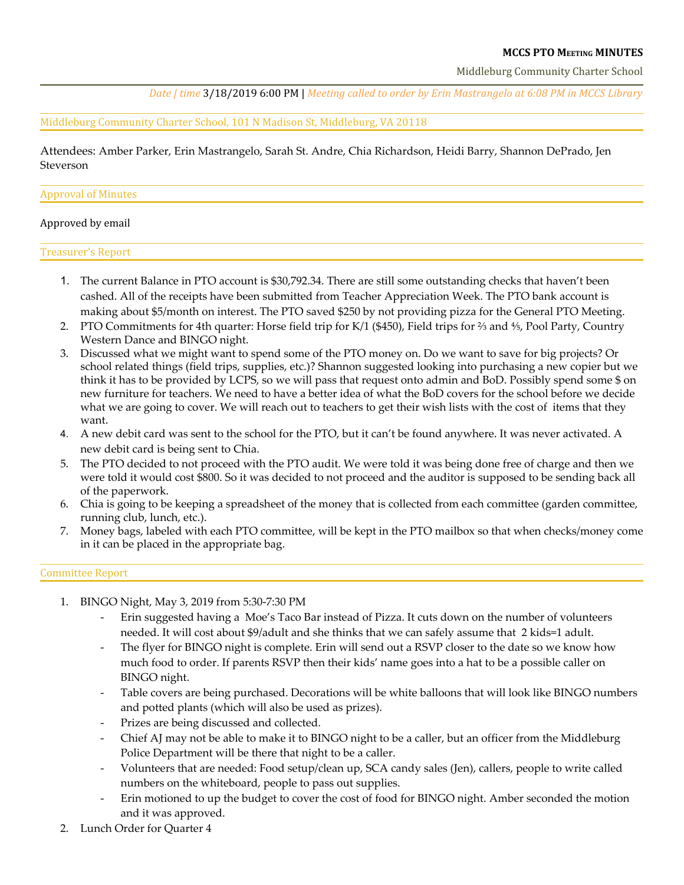**MCCS PTO MEETING MINUTES**

Middleburg Community Charter School

*Date | time* 3/18/2019 6:00 PM | *Meeting called to order by Erin Mastrangelo at 6:08 PM in MCCS Library*

Middleburg Community Charter School, 101 N Madison St, Middleburg, VA 20118

Attendees: Amber Parker, Erin Mastrangelo, Sarah St. Andre, Chia Richardson, Heidi Barry, Shannon DePrado, Jen Steverson

## Approval of Minutes

Approved by email

## Treasurer's Report

1. The current Balance in PTO account is $30,792.34. There are still some outstanding checks that haven't been cashed. All of the receipts have been submitted from Teacher Appreciation Week. The PTO bank account is making about $5/month on interest. The PTO saved $250 by not providing pizza for the General PTO Meeting.
2. PTO Commitments for 4th quarter: Horse field trip for K/1 ($450), Field trips for ⅔ and ⅘, Pool Party, Country Western Dance and BINGO night.
3. Discussed what we might want to spend some of the PTO money on. Do we want to save for big projects? Or school related things (field trips, supplies, etc.)? Shannon suggested looking into purchasing a new copier but we think it has to be provided by LCPS, so we will pass that request onto admin and BoD. Possibly spend some $ on new furniture for teachers. We need to have a better idea of what the BoD covers for the school before we decide what we are going to cover. We will reach out to teachers to get their wish lists with the cost of items that they want.
4. A new debit card was sent to the school for the PTO, but it can't be found anywhere. It was never activated. A new debit card is being sent to Chia.
5. The PTO decided to not proceed with the PTO audit. We were told it was being done free of charge and then we were told it would cost $800. So it was decided to not proceed and the auditor is supposed to be sending back all of the paperwork.
6. Chia is going to be keeping a spreadsheet of the money that is collected from each committee (garden committee, running club, lunch, etc.).
7. Money bags, labeled with each PTO committee, will be kept in the PTO mailbox so that when checks/money come in it can be placed in the appropriate bag.

## Committee Report

1. BINGO Night, May 3, 2019 from 5:30-7:30 PM
   - Erin suggested having a Moe's Taco Bar instead of Pizza. It cuts down on the number of volunteers needed. It will cost about $9/adult and she thinks that we can safely assume that 2 kids=1 adult.
   - The flyer for BINGO night is complete. Erin will send out a RSVP closer to the date so we know how much food to order. If parents RSVP then their kids' name goes into a hat to be a possible caller on BINGO night.
   - Table covers are being purchased. Decorations will be white balloons that will look like BINGO numbers and potted plants (which will also be used as prizes).
   - Prizes are being discussed and collected.
   - Chief AJ may not be able to make it to BINGO night to be a caller, but an officer from the Middleburg Police Department will be there that night to be a caller.
   - Volunteers that are needed: Food setup/clean up, SCA candy sales (Jen), callers, people to write called numbers on the whiteboard, people to pass out supplies.
   - Erin motioned to up the budget to cover the cost of food for BINGO night. Amber seconded the motion and it was approved.
2. Lunch Order for Quarter 4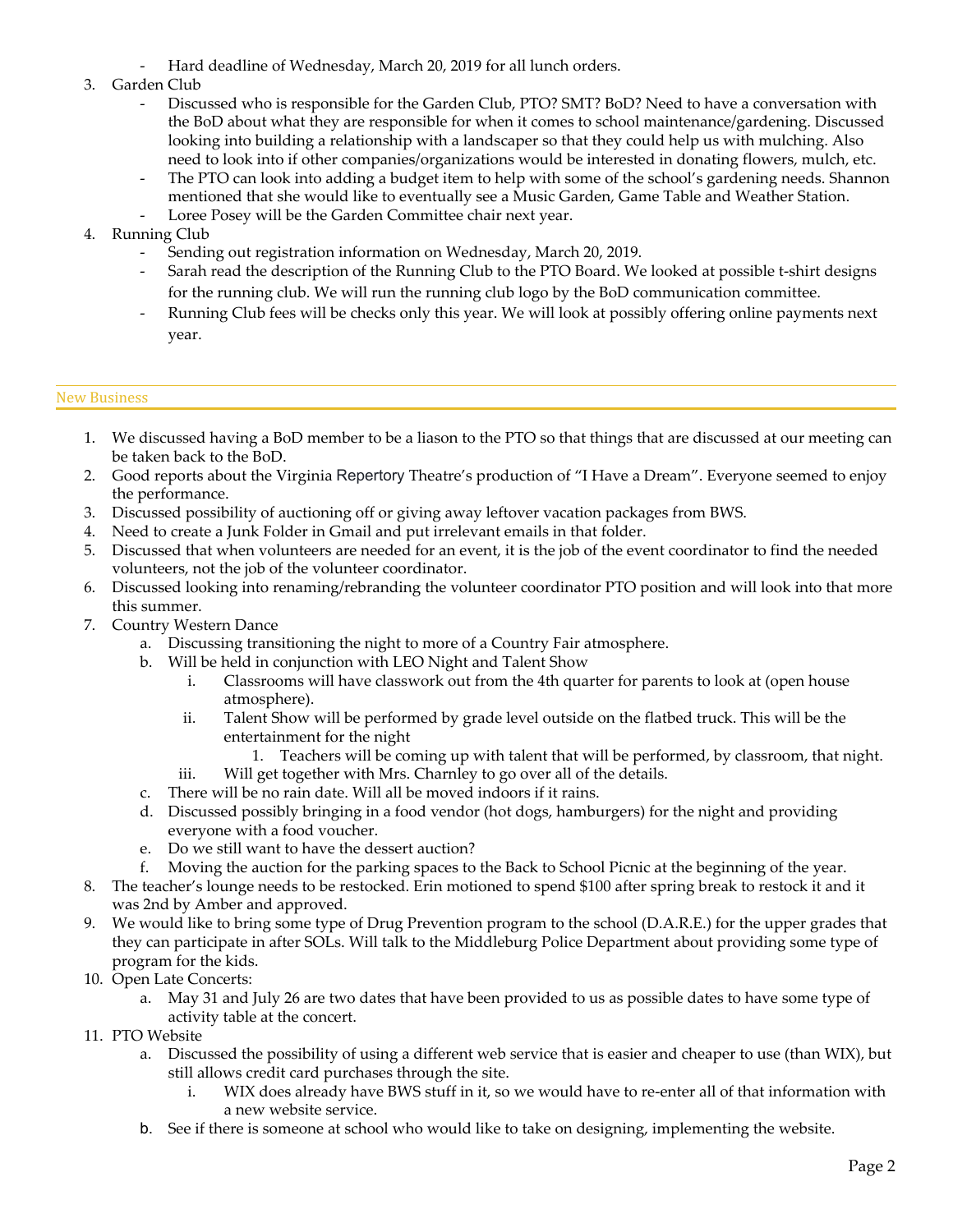- Hard deadline of Wednesday, March 20, 2019 for all lunch orders.

3. Garden Club
    - Discussed who is responsible for the Garden Club, PTO? SMT? BoD? Need to have a conversation with the BoD about what they are responsible for when it comes to school maintenance/gardening. Discussed looking into building a relationship with a landscaper so that they could help us with mulching. Also need to look into if other companies/organizations would be interested in donating flowers, mulch, etc.
    - The PTO can look into adding a budget item to help with some of the school's gardening needs. Shannon mentioned that she would like to eventually see a Music Garden, Game Table and Weather Station.
    - Loree Posey will be the Garden Committee chair next year.
4. Running Club
    - Sending out registration information on Wednesday, March 20, 2019.
    - Sarah read the description of the Running Club to the PTO Board. We looked at possible t-shirt designs for the running club. We will run the running club logo by the BoD communication committee.
    - Running Club fees will be checks only this year. We will look at possibly offering online payments next year.

## New Business

1. We discussed having a BoD member to be a liason to the PTO so that things that are discussed at our meeting can be taken back to the BoD.
2. Good reports about the Virginia Repertory Theatre's production of "I Have a Dream". Everyone seemed to enjoy the performance.
3. Discussed possibility of auctioning off or giving away leftover vacation packages from BWS.
4. Need to create a Junk Folder in Gmail and put irrelevant emails in that folder.
5. Discussed that when volunteers are needed for an event, it is the job of the event coordinator to find the needed volunteers, not the job of the volunteer coordinator.
6. Discussed looking into renaming/rebranding the volunteer coordinator PTO position and will look into that more this summer.
7. Country Western Dance
    a. Discussing transitioning the night to more of a Country Fair atmosphere.
    b. Will be held in conjunction with LEO Night and Talent Show
        i. Classrooms will have classwork out from the 4th quarter for parents to look at (open house atmosphere).
        ii. Talent Show will be performed by grade level outside on the flatbed truck. This will be the entertainment for the night
            1. Teachers will be coming up with talent that will be performed, by classroom, that night.
        iii. Will get together with Mrs. Charnley to go over all of the details.
    c. There will be no rain date. Will all be moved indoors if it rains.
    d. Discussed possibly bringing in a food vendor (hot dogs, hamburgers) for the night and providing everyone with a food voucher.
    e. Do we still want to have the dessert auction?
    f. Moving the auction for the parking spaces to the Back to School Picnic at the beginning of the year.
8. The teacher's lounge needs to be restocked. Erin motioned to spend $100 after spring break to restock it and it was 2nd by Amber and approved.
9. We would like to bring some type of Drug Prevention program to the school (D.A.R.E.) for the upper grades that they can participate in after SOLs. Will talk to the Middleburg Police Department about providing some type of program for the kids.
10. Open Late Concerts:
    a. May 31 and July 26 are two dates that have been provided to us as possible dates to have some type of activity table at the concert.
11. PTO Website
    a. Discussed the possibility of using a different web service that is easier and cheaper to use (than WIX), but still allows credit card purchases through the site.
        i. WIX does already have BWS stuff in it, so we would have to re-enter all of that information with a new website service.
    b. See if there is someone at school who would like to take on designing, implementing the website.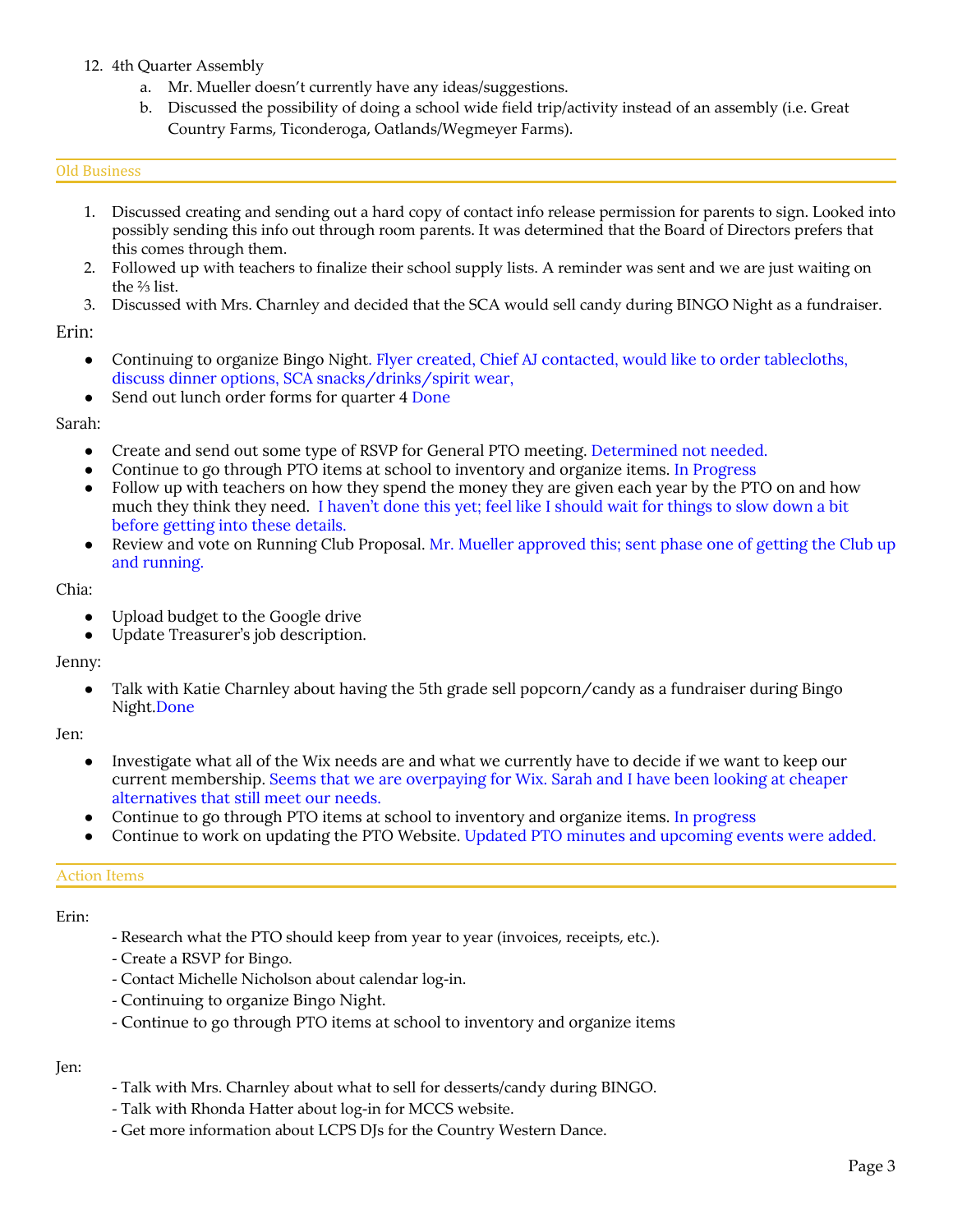12. 4th Quarter Assembly
    a. Mr. Mueller doesn't currently have any ideas/suggestions.
    b. Discussed the possibility of doing a school wide field trip/activity instead of an assembly (i.e. Great Country Farms, Ticonderoga, Oatlands/Wegmeyer Farms).

## Old Business

1. Discussed creating and sending out a hard copy of contact info release permission for parents to sign. Looked into possibly sending this info out through room parents. It was determined that the Board of Directors prefers that this comes through them.
2. Followed up with teachers to finalize their school supply lists. A reminder was sent and we are just waiting on the ⅔ list.
3. Discussed with Mrs. Charnley and decided that the SCA would sell candy during BINGO Night as a fundraiser.

Erin:

- Continuing to organize Bingo Night. Flyer created, Chief AJ contacted, would like to order tablecloths, discuss dinner options, SCA snacks/drinks/spirit wear,
- Send out lunch order forms for quarter 4 Done

Sarah:

- Create and send out some type of RSVP for General PTO meeting. Determined not needed.
- Continue to go through PTO items at school to inventory and organize items. In Progress
- Follow up with teachers on how they spend the money they are given each year by the PTO on and how much they think they need. I haven't done this yet; feel like I should wait for things to slow down a bit before getting into these details.
- Review and vote on Running Club Proposal. Mr. Mueller approved this; sent phase one of getting the Club up and running.

Chia:

- Upload budget to the Google drive
- Update Treasurer's job description.

Jenny:

- Talk with Katie Charnley about having the 5th grade sell popcorn/candy as a fundraiser during Bingo Night.Done

Jen:

- Investigate what all of the Wix needs are and what we currently have to decide if we want to keep our current membership. Seems that we are overpaying for Wix. Sarah and I have been looking at cheaper alternatives that still meet our needs.
- Continue to go through PTO items at school to inventory and organize items. In progress
- Continue to work on updating the PTO Website. Updated PTO minutes and upcoming events were added.

## Action Items

Erin:

- Research what the PTO should keep from year to year (invoices, receipts, etc.).
- Create a RSVP for Bingo.
- Contact Michelle Nicholson about calendar log-in.
- Continuing to organize Bingo Night.
- Continue to go through PTO items at school to inventory and organize items

Jen:

- Talk with Mrs. Charnley about what to sell for desserts/candy during BINGO.
- Talk with Rhonda Hatter about log-in for MCCS website.
- Get more information about LCPS DJs for the Country Western Dance.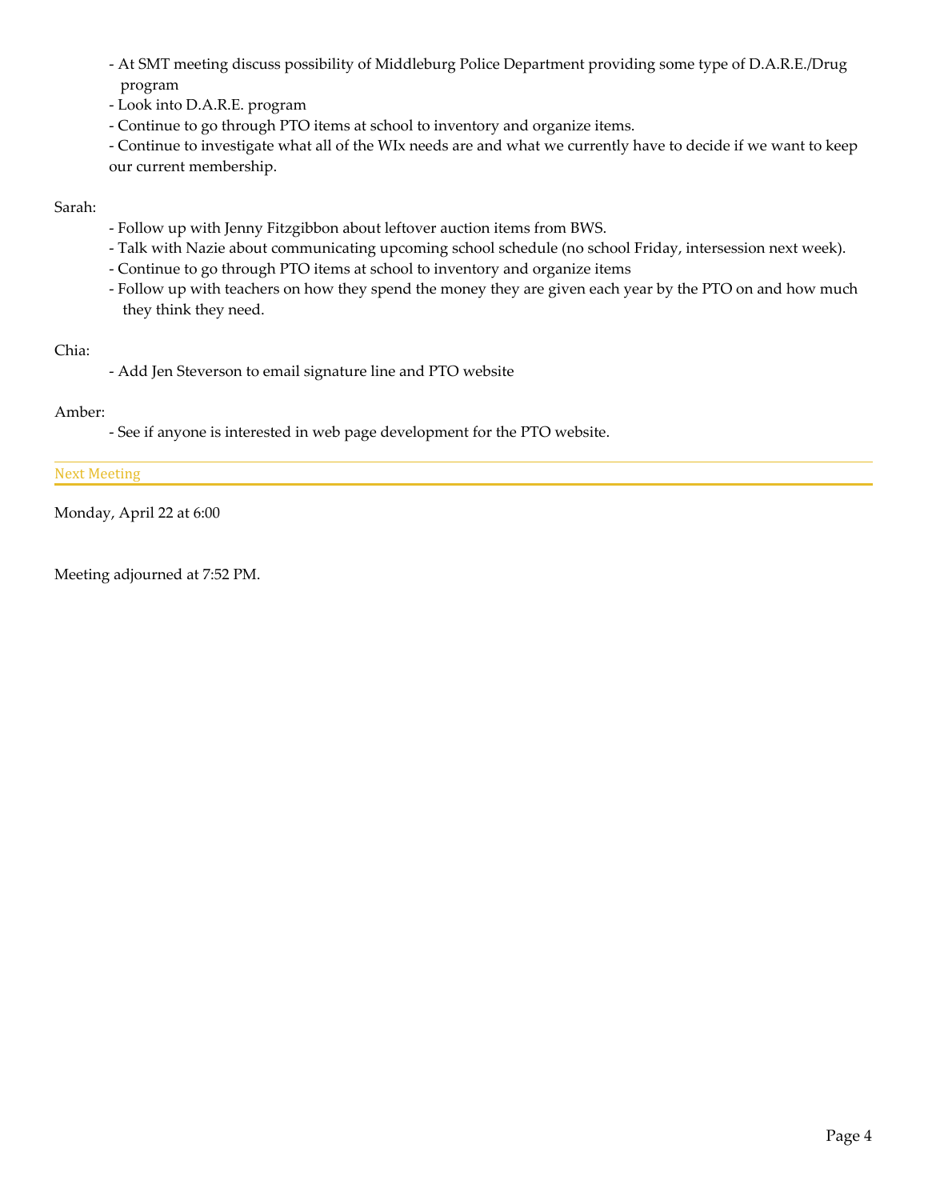- At SMT meeting discuss possibility of Middleburg Police Department providing some type of D.A.R.E./Drug program
- Look into D.A.R.E. program
- Continue to go through PTO items at school to inventory and organize items.
- Continue to investigate what all of the WIx needs are and what we currently have to decide if we want to keep our current membership.

Sarah:

- Follow up with Jenny Fitzgibbon about leftover auction items from BWS.
- Talk with Nazie about communicating upcoming school schedule (no school Friday, intersession next week).
- Continue to go through PTO items at school to inventory and organize items
- Follow up with teachers on how they spend the money they are given each year by the PTO on and how much they think they need.

Chia:

- Add Jen Steverson to email signature line and PTO website

Amber:

- See if anyone is interested in web page development for the PTO website.

## Next Meeting

Monday, April 22 at 6:00

Meeting adjourned at 7:52 PM.